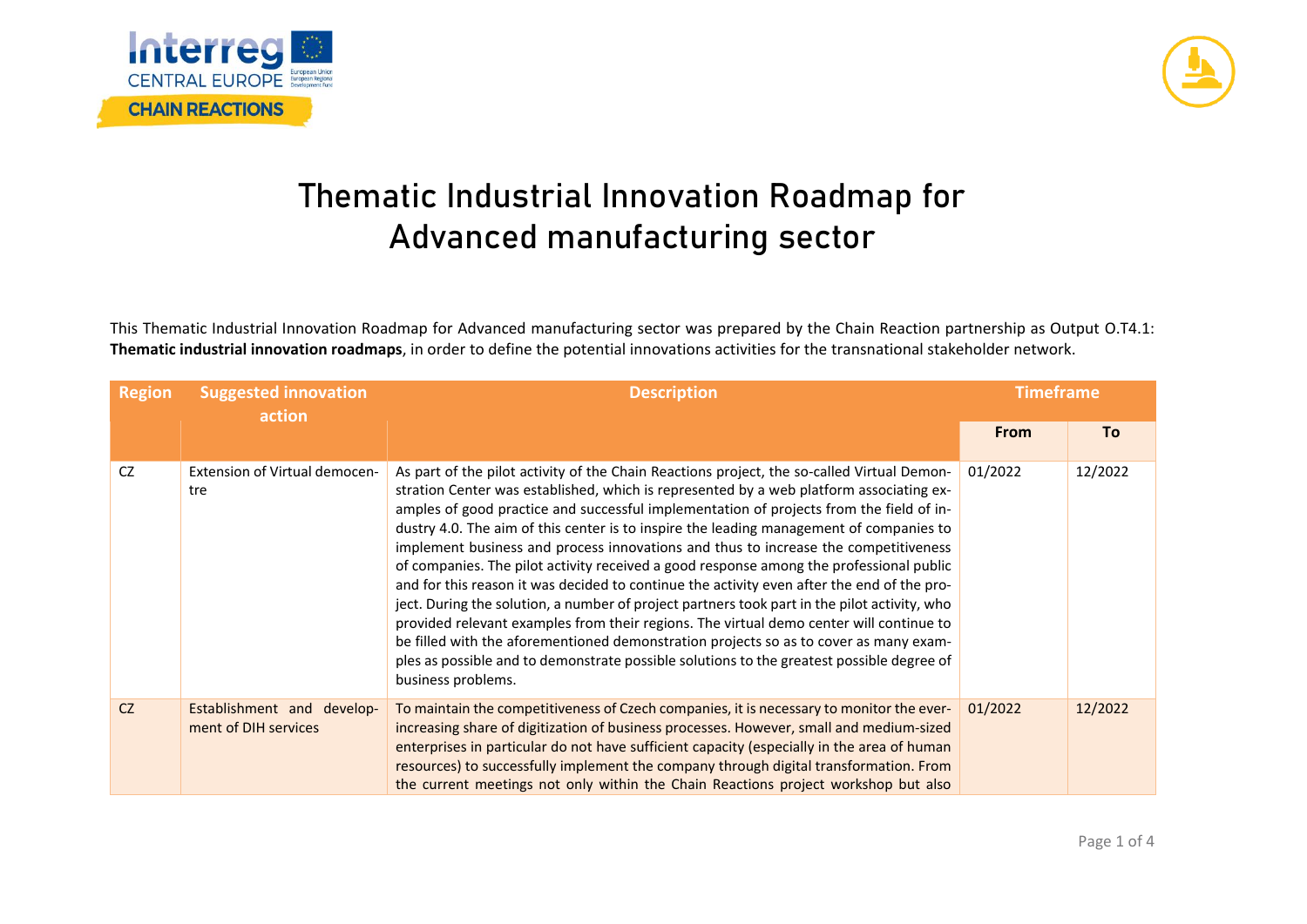# Thematic Industrial Innovation Roadmap for Advanced manufacturing sector

This Thematic Industrial Innovation Roadmap for Advanced manufacturing sector was prepared by the Chain Reaction partnership as Output O.T4.1: **Thematic industrial innovation roadmaps**, in order to define the potential innovations activities for the transnational stakeholder network.

| Region | Suggested innovation action | Description | Timeframe | |
|---|---|---|---|---|
| | | | From | To |
| CZ | Extension of Virtual democentre | As part of the pilot activity of the Chain Reactions project, the so-called Virtual Demonstration Center was established, which is represented by a web platform associating examples of good practice and successful implementation of projects from the field of industry 4.0. The aim of this center is to inspire the leading management of companies to implement business and process innovations and thus to increase the competitiveness of companies. The pilot activity received a good response among the professional public and for this reason it was decided to continue the activity even after the end of the project. During the solution, a number of project partners took part in the pilot activity, who provided relevant examples from their regions. The virtual demo center will continue to be filled with the aforementioned demonstration projects so as to cover as many examples as possible and to demonstrate possible solutions to the greatest possible degree of business problems. | 01/2022 | 12/2022 |
| CZ | Establishment and development of DIH services | To maintain the competitiveness of Czech companies, it is necessary to monitor the ever-increasing share of digitization of business processes. However, small and medium-sized enterprises in particular do not have sufficient capacity (especially in the area of human resources) to successfully implement the company through digital transformation. From the current meetings not only within the Chain Reactions project workshop but also | 01/2022 | 12/2022 |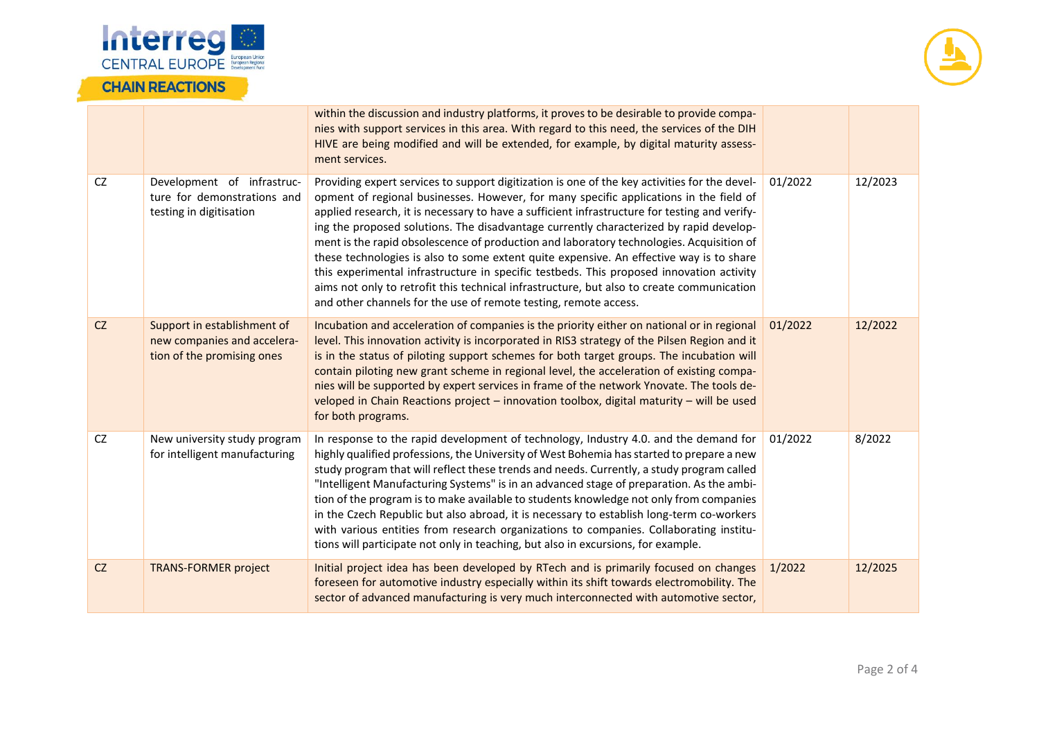| | | | | |
|---|---|---|---|---|
| | | within the discussion and industry platforms, it proves to be desirable to provide companies with support services in this area. With regard to this need, the services of the DIH HIVE are being modified and will be extended, for example, by digital maturity assessment services. | | |
| CZ | Development of infrastructure for demonstrations and testing in digitisation | Providing expert services to support digitization is one of the key activities for the development of regional businesses. However, for many specific applications in the field of applied research, it is necessary to have a sufficient infrastructure for testing and verifying the proposed solutions. The disadvantage currently characterized by rapid development is the rapid obsolescence of production and laboratory technologies. Acquisition of these technologies is also to some extent quite expensive. An effective way is to share this experimental infrastructure in specific testbeds. This proposed innovation activity aims not only to retrofit this technical infrastructure, but also to create communication and other channels for the use of remote testing, remote access. | 01/2022 | 12/2023 |
| CZ | Support in establishment of new companies and acceleration of the promising ones | Incubation and acceleration of companies is the priority either on national or in regional level. This innovation activity is incorporated in RIS3 strategy of the Pilsen Region and it is in the status of piloting support schemes for both target groups. The incubation will contain piloting new grant scheme in regional level, the acceleration of existing companies will be supported by expert services in frame of the network Ynovate. The tools developed in Chain Reactions project – innovation toolbox, digital maturity – will be used for both programs. | 01/2022 | 12/2022 |
| CZ | New university study program for intelligent manufacturing | In response to the rapid development of technology, Industry 4.0. and the demand for highly qualified professions, the University of West Bohemia has started to prepare a new study program that will reflect these trends and needs. Currently, a study program called "Intelligent Manufacturing Systems" is in an advanced stage of preparation. As the ambition of the program is to make available to students knowledge not only from companies in the Czech Republic but also abroad, it is necessary to establish long-term co-workers with various entities from research organizations to companies. Collaborating institutions will participate not only in teaching, but also in excursions, for example. | 01/2022 | 8/2022 |
| CZ | TRANS-FORMER project | Initial project idea has been developed by RTech and is primarily focused on changes foreseen for automotive industry especially within its shift towards electromobility. The sector of advanced manufacturing is very much interconnected with automotive sector, | 1/2022 | 12/2025 |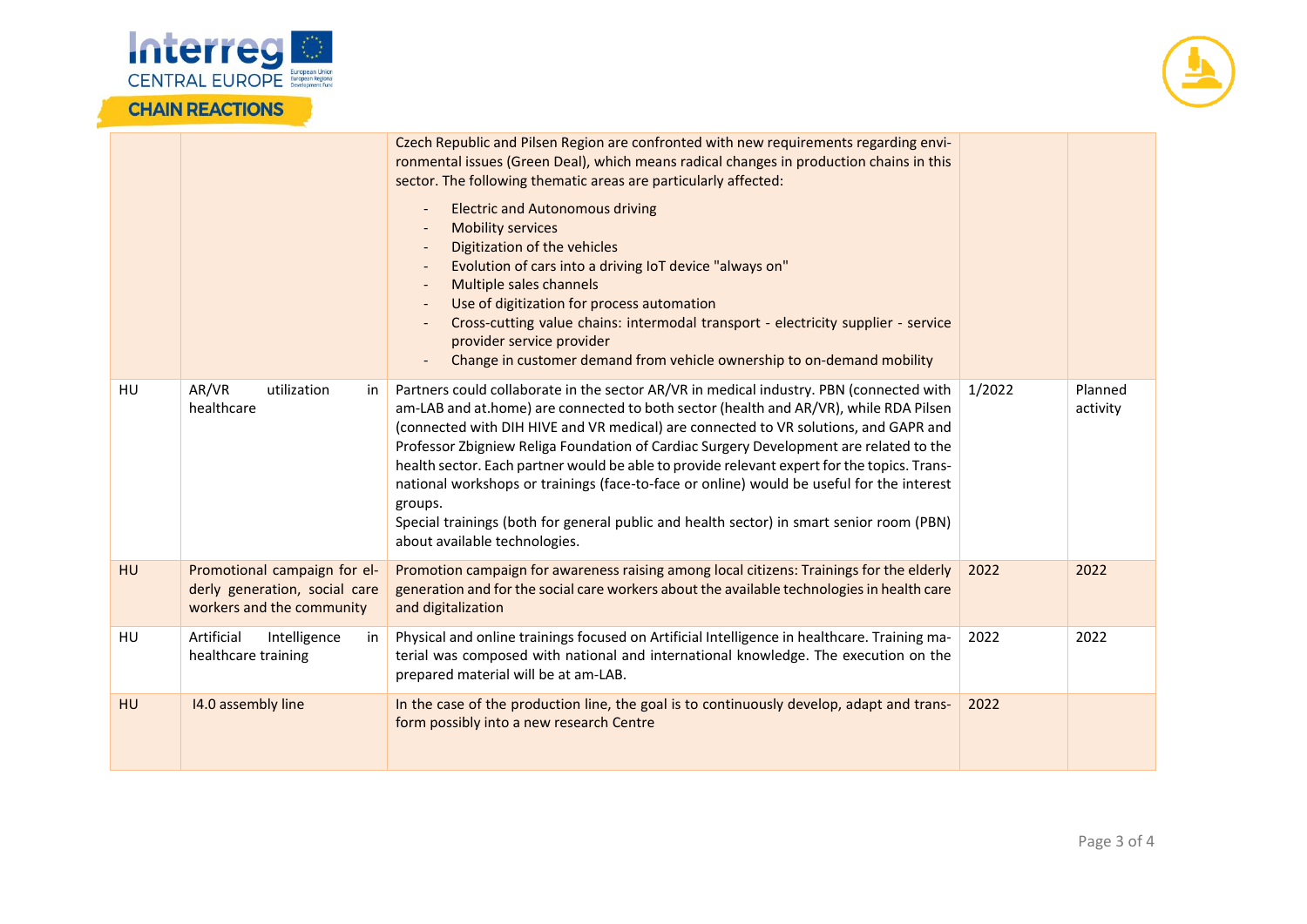| | | | | |
|---|---|---|---|---|
| | | Czech Republic and Pilsen Region are confronted with new requirements regarding environmental issues (Green Deal), which means radical changes in production chains in this sector. The following thematic areas are particularly affected:<br>- Electric and Autonomous driving<br>- Mobility services<br>- Digitization of the vehicles<br>- Evolution of cars into a driving IoT device "always on"<br>- Multiple sales channels<br>- Use of digitization for process automation<br>- Cross-cutting value chains: intermodal transport - electricity supplier - service provider service provider<br>- Change in customer demand from vehicle ownership to on-demand mobility | | |
| HU | AR/VR utilization in healthcare | Partners could collaborate in the sector AR/VR in medical industry. PBN (connected with am-LAB and at.home) are connected to both sector (health and AR/VR), while RDA Pilsen (connected with DIH HIVE and VR medical) are connected to VR solutions, and GAPR and Professor Zbigniew Religa Foundation of Cardiac Surgery Development are related to the health sector. Each partner would be able to provide relevant expert for the topics. Transnational workshops or trainings (face-to-face or online) would be useful for the interest groups.<br>Special trainings (both for general public and health sector) in smart senior room (PBN) about available technologies. | 1/2022 | Planned activity |
| HU | Promotional campaign for elderly generation, social care workers and the community | Promotion campaign for awareness raising among local citizens: Trainings for the elderly generation and for the social care workers about the available technologies in health care and digitalization | 2022 | 2022 |
| HU | Artificial Intelligence in healthcare training | Physical and online trainings focused on Artificial Intelligence in healthcare. Training material was composed with national and international knowledge. The execution on the prepared material will be at am-LAB. | 2022 | 2022 |
| HU | I4.0 assembly line | In the case of the production line, the goal is to continuously develop, adapt and transform possibly into a new research Centre | 2022 | |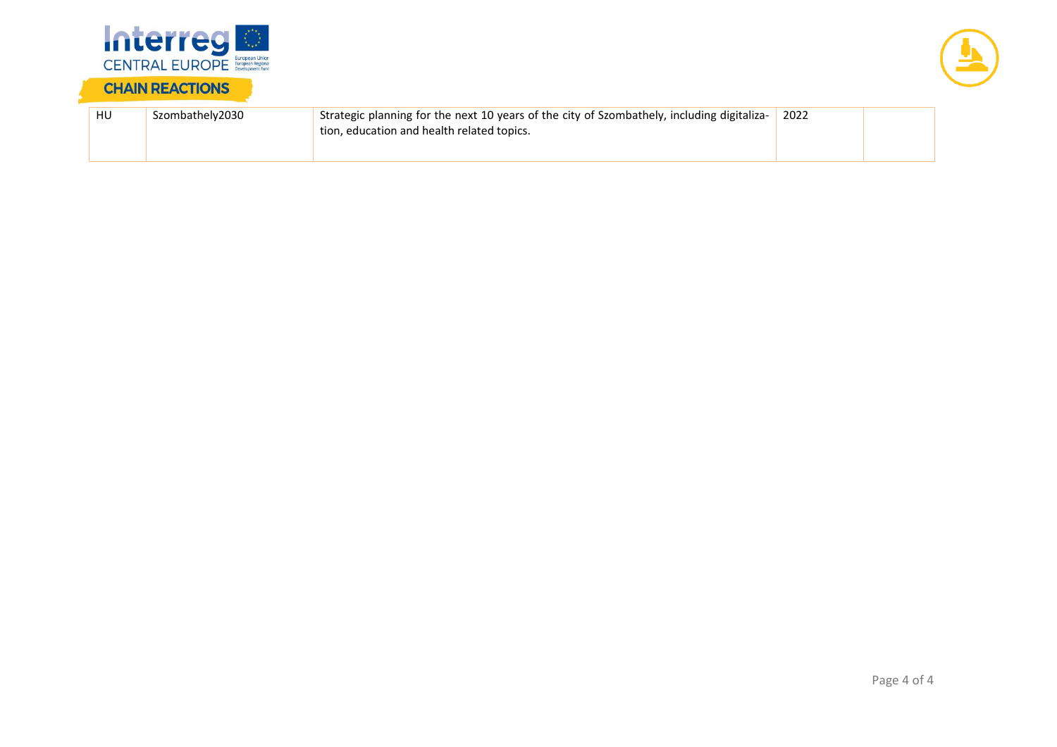| | | | | |
|---|---|---|---|---|
| HU | Szombathely2030 | Strategic planning for the next 10 years of the city of Szombathely, including digitalization, education and health related topics. | 2022 | |